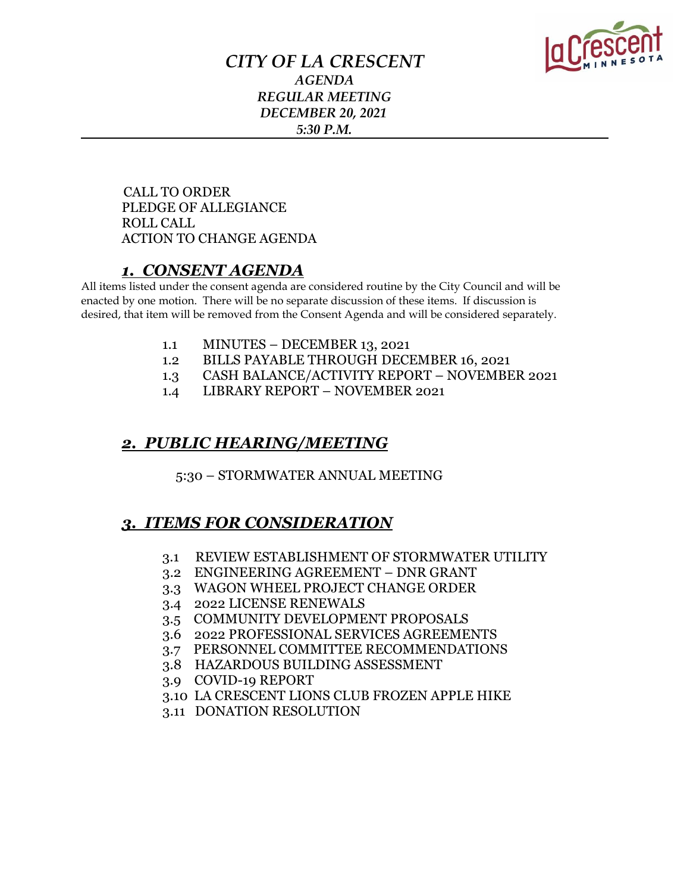# *CITY OF LA CRESCENT*

### *AGENDA*
### *REGULAR MEETING*
### *DECEMBER 20, 2021*
### *5:30 P.M.*

---

CALL TO ORDER
PLEDGE OF ALLEGIANCE
ROLL CALL
ACTION TO CHANGE AGENDA

## ***1. CONSENT AGENDA***

All items listed under the consent agenda are considered routine by the City Council and will be enacted by one motion. There will be no separate discussion of these items. If discussion is desired, that item will be removed from the Consent Agenda and will be considered separately.

- 1.1 MINUTES – DECEMBER 13, 2021
- 1.2 BILLS PAYABLE THROUGH DECEMBER 16, 2021
- 1.3 CASH BALANCE/ACTIVITY REPORT – NOVEMBER 2021
- 1.4 LIBRARY REPORT – NOVEMBER 2021

## ***2. PUBLIC HEARING/MEETING***

5:30 – STORMWATER ANNUAL MEETING

## ***3. ITEMS FOR CONSIDERATION***

- 3.1 REVIEW ESTABLISHMENT OF STORMWATER UTILITY
- 3.2 ENGINEERING AGREEMENT – DNR GRANT
- 3.3 WAGON WHEEL PROJECT CHANGE ORDER
- 3.4 2022 LICENSE RENEWALS
- 3.5 COMMUNITY DEVELOPMENT PROPOSALS
- 3.6 2022 PROFESSIONAL SERVICES AGREEMENTS
- 3.7 PERSONNEL COMMITTEE RECOMMENDATIONS
- 3.8 HAZARDOUS BUILDING ASSESSMENT
- 3.9 COVID-19 REPORT
- 3.10 LA CRESCENT LIONS CLUB FROZEN APPLE HIKE
- 3.11 DONATION RESOLUTION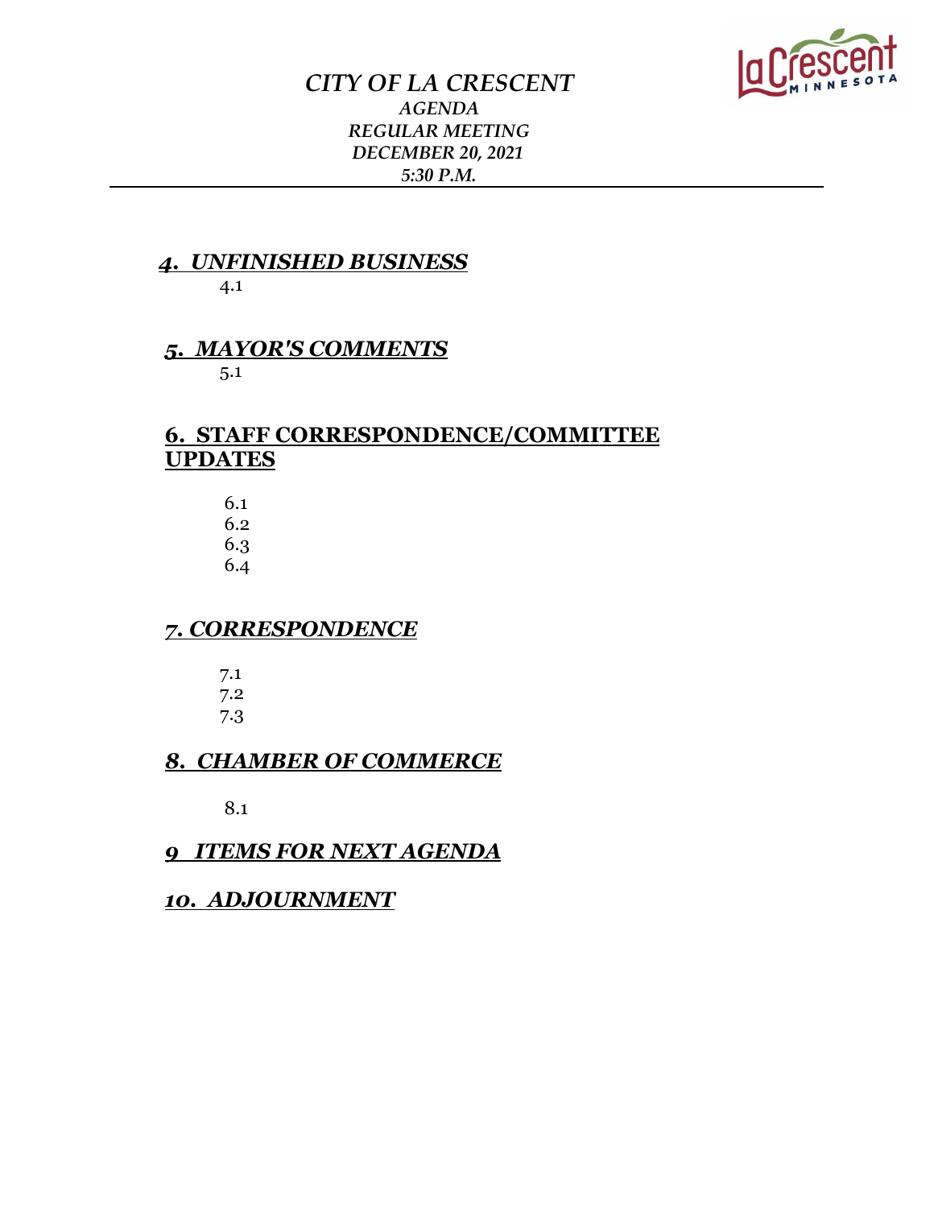# *CITY OF LA CRESCENT*

***AGENDA***

***REGULAR MEETING***

***DECEMBER 20, 2021***

***5:30 P.M.***

---

## ***4. UNFINISHED BUSINESS***

4.1

## ***5. MAYOR'S COMMENTS***

5.1

## **6. STAFF CORRESPONDENCE/COMMITTEE UPDATES**

6.1
6.2
6.3
6.4

## ***7. CORRESPONDENCE***

7.1
7.2
7.3

## ***8. CHAMBER OF COMMERCE***

8.1

## ***9 ITEMS FOR NEXT AGENDA***

## ***10. ADJOURNMENT***